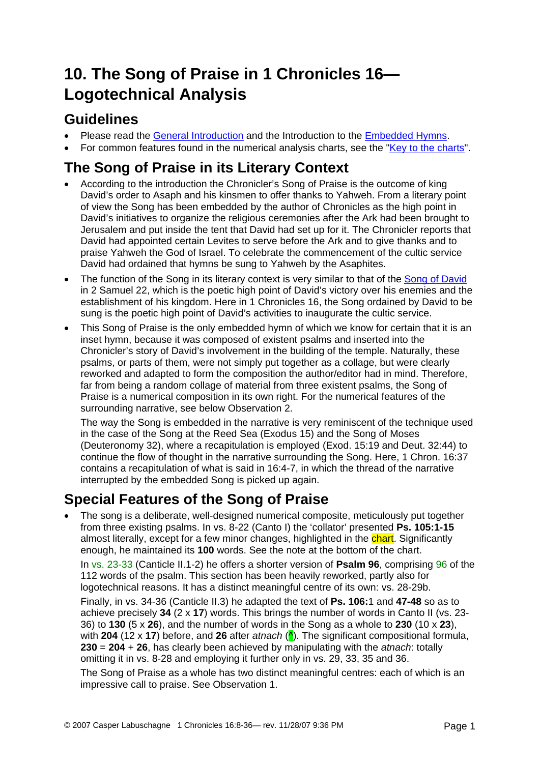# 10. The Song of Praise in 1 Chronicles 16—Logotechnical Analysis

## Guidelines

- Please read the General Introduction and the Introduction to the Embedded Hymns.
- For common features found in the numerical analysis charts, see the "Key to the charts".

## The Song of Praise in its Literary Context

- According to the introduction the Chronicler's Song of Praise is the outcome of king David's order to Asaph and his kinsmen to offer thanks to Yahweh. From a literary point of view the Song has been embedded by the author of Chronicles as the high point in David's initiatives to organize the religious ceremonies after the Ark had been brought to Jerusalem and put inside the tent that David had set up for it. The Chronicler reports that David had appointed certain Levites to serve before the Ark and to give thanks and to praise Yahweh the God of Israel. To celebrate the commencement of the cultic service David had ordained that hymns be sung to Yahweh by the Asaphites.
- The function of the Song in its literary context is very similar to that of the Song of David in 2 Samuel 22, which is the poetic high point of David's victory over his enemies and the establishment of his kingdom. Here in 1 Chronicles 16, the Song ordained by David to be sung is the poetic high point of David's activities to inaugurate the cultic service.
- This Song of Praise is the only embedded hymn of which we know for certain that it is an inset hymn, because it was composed of existent psalms and inserted into the Chronicler's story of David's involvement in the building of the temple. Naturally, these psalms, or parts of them, were not simply put together as a collage, but were clearly reworked and adapted to form the composition the author/editor had in mind. Therefore, far from being a random collage of material from three existent psalms, the Song of Praise is a numerical composition in its own right. For the numerical features of the surrounding narrative, see below Observation 2.

  The way the Song is embedded in the narrative is very reminiscent of the technique used in the case of the Song at the Reed Sea (Exodus 15) and the Song of Moses (Deuteronomy 32), where a recapitulation is employed (Exod. 15:19 and Deut. 32:44) to continue the flow of thought in the narrative surrounding the Song. Here, 1 Chron. 16:37 contains a recapitulation of what is said in 16:4-7, in which the thread of the narrative interrupted by the embedded Song is picked up again.

## Special Features of the Song of Praise

- The song is a deliberate, well-designed numerical composite, meticulously put together from three existing psalms. In vs. 8-22 (Canto I) the 'collator' presented **Ps. 105:1-15** almost literally, except for a few minor changes, highlighted in the chart. Significantly enough, he maintained its **100** words. See the note at the bottom of the chart.

  In vs. 23-33 (Canticle II.1-2) he offers a shorter version of **Psalm 96**, comprising 96 of the 112 words of the psalm. This section has been heavily reworked, partly also for logotechnical reasons. It has a distinct meaningful centre of its own: vs. 28-29b.

  Finally, in vs. 34-36 (Canticle II.3) he adapted the text of **Ps. 106:**1 and **47-48** so as to achieve precisely **34** (2 x **17**) words. This brings the number of words in Canto II (vs. 23-36) to **130** (5 x **26**), and the number of words in the Song as a whole to **230** (10 x **23**), with **204** (12 x **17**) before, and **26** after *atnach* (^). The significant compositional formula, **230** = **204** + **26**, has clearly been achieved by manipulating with the *atnach*: totally omitting it in vs. 8-28 and employing it further only in vs. 29, 33, 35 and 36.

  The Song of Praise as a whole has two distinct meaningful centres: each of which is an impressive call to praise. See Observation 1.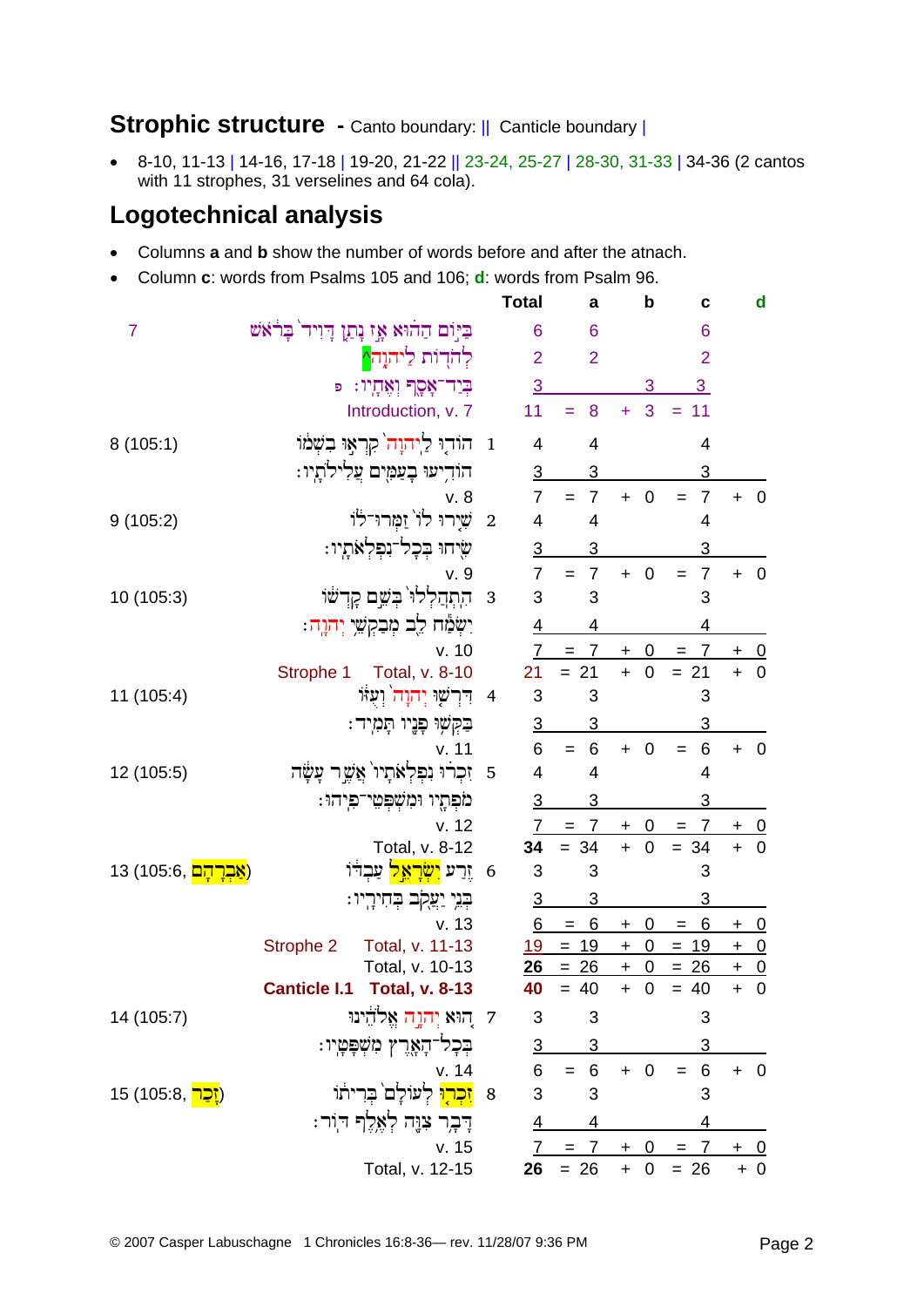## Strophic structure - Canto boundary: || Canticle boundary |

- 8-10, 11-13 | 14-16, 17-18 | 19-20, 21-22 || 23-24, 25-27 | 28-30, 31-33 | 34-36 (2 cantos with 11 strophes, 31 verselines and 64 cola).

## Logotechnical analysis

- Columns **a** and **b** show the number of words before and after the atnach.
- Column **c**: words from Psalms 105 and 106; **d**: words from Psalm 96.

| | | | Total | | a | | b | | c | | d |
|---|---|---|---|---|---|---|---|---|---|---|---|
| 7 | בַּיּ֙וֹם הַה֔וּא אָ֣ז נָתַ֤ן דָּוִיד֙ בָּרֹ֔אשׁ | | 6 | | 6 | | | | 6 | | |
| | לְהֹד֖וֹת לַיהוָ֑ה^ | | 2 | | 2 | | | | 2 | | |
| | בְּיַד־אָסָ֖ף וְאֶחָֽיו׃ פ | | 3 | | | | 3 | | 3 | | |
| | Introduction, v. 7 | | 11 | = | 8 | + | 3 | = | 11 | | |
| 8 (105:1) | הוֹד֤וּ לַֽיהוָה֙ קִרְא֣וּ בִשְׁמ֔וֹ | 1 | 4 | | 4 | | | | 4 | | |
| | הוֹדִ֥יעוּ בָֽעַמִּ֖ים עֲלִילֹתָֽיו׃ | | 3 | | 3 | | | | 3 | | |
| | v. 8 | | 7 | = | 7 | + | 0 | = | 7 | + | 0 |
| 9 (105:2) | שִׁ֤ירוּ לוֹ֙ זַמְּרוּ־ל֔וֹ | 2 | 4 | | 4 | | | | 4 | | |
| | שִׂ֖יחוּ בְּכָל־נִפְלְאֹתָֽיו׃ | | 3 | | 3 | | | | 3 | | |
| | v. 9 | | 7 | = | 7 | + | 0 | = | 7 | + | 0 |
| 10 (105:3) | הִֽתְהַֽלְלוּ֙ בְּשֵׁ֣ם קָדְשׁ֔וֹ | 3 | 3 | | 3 | | | | 3 | | |
| | יִשְׂמַ֕ח לֵ֖ב מְבַקְשֵׁ֥י יְהוָֽה׃ | | 4 | | 4 | | | | 4 | | |
| | v. 10 | | 7 | = | 7 | + | 0 | = | 7 | + | 0 |
| | Strophe 1 Total, v. 8-10 | | 21 | = | 21 | + | 0 | = | 21 | + | 0 |
| 11 (105:4) | דִּרְשׁ֤וּ יְהוָה֙ וְעֻזּ֔וֹ | 4 | 3 | | 3 | | | | 3 | | |
| | בַּקְּשׁ֥וּ פָנָ֖יו תָּמִֽיד׃ | | 3 | | 3 | | | | 3 | | |
| | v. 11 | | 6 | = | 6 | + | 0 | = | 6 | + | 0 |
| 12 (105:5) | זִכְר֗וּ נִפְלְאֹתָיו֙ אֲשֶׁ֣ר עָשָׂ֔ה | 5 | 4 | | 4 | | | | 4 | | |
| | מֹפְתָ֖יו וּמִשְׁפְּטֵי־פִֽיהוּ׃ | | 3 | | 3 | | | | 3 | | |
| | v. 12 | | 7 | = | 7 | + | 0 | = | 7 | + | 0 |
| | Total, v. 8-12 | | **34** | = | 34 | + | 0 | = | 34 | + | 0 |
| 13 (105:6, אַבְרָהָם) | זֶ֚רַע יִשְׂרָאֵ֣ל עַבְדּ֔וֹ | 6 | 3 | | 3 | | | | 3 | | |
| | בְּנֵ֥י יַעֲקֹ֖ב בְּחִירָֽיו׃ | | 3 | | 3 | | | | 3 | | |
| | v. 13 | | 6 | = | 6 | + | 0 | = | 6 | + | 0 |
| | Strophe 2 Total, v. 11-13 | | 19 | = | 19 | + | 0 | = | 19 | + | 0 |
| | Total, v. 10-13 | | **26** | = | 26 | + | 0 | = | 26 | + | 0 |
| | Canticle I.1 Total, v. 8-13 | | **40** | = | 40 | + | 0 | = | 40 | + | 0 |
| 14 (105:7) | ה֚וּא יְהוָ֣ה אֱלֹהֵ֔ינוּ | 7 | 3 | | 3 | | | | 3 | | |
| | בְּכָל־הָאָ֖רֶץ מִשְׁפָּטָֽיו׃ | | 3 | | 3 | | | | 3 | | |
| | v. 14 | | 6 | = | 6 | + | 0 | = | 6 | + | 0 |
| 15 (105:8, זָכַר) | זִכְר֤וּ לְעוֹלָם֙ בְּרִית֔וֹ | 8 | 3 | | 3 | | | | 3 | | |
| | דָּבָ֥ר צִוָּ֖ה לְאֶ֥לֶף דּֽוֹר׃ | | 4 | | 4 | | | | 4 | | |
| | v. 15 | | 7 | = | 7 | + | 0 | = | 7 | + | 0 |
| | Total, v. 12-15 | | **26** | = | 26 | + | 0 | = | 26 | + | 0 |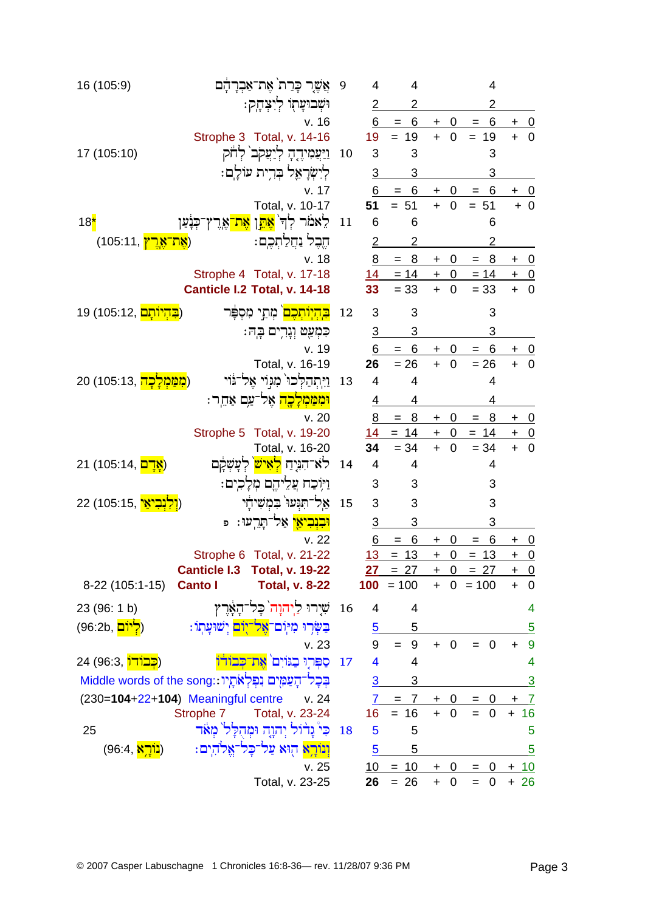| | | | | | | | | |
|---|---|---|---|---|---|---|---|---|
| 16 (105:9) | אֲשֶׁר כָּרַת אֶת־אַבְרָהָם | 9 | 4 | 4 | | 4 | | |
| | וּשְׁבוּעָתוֹ לְיִצְחָק׃ | | 2 | 2 | | 2 | | |
| | v. 16 | | 6 | = 6 | + 0 | = 6 | + 0 | |
| | Strophe 3 Total, v. 14-16 | | 19 | = 19 | + 0 | = 19 | + 0 | |
| 17 (105:10) | וַיַּעֲמִידֶהָ לְיַעֲקֹב לְחֹק | 10 | 3 | 3 | | 3 | | |
| | לְיִשְׂרָאֵל בְּרִית עוֹלָם׃ | | 3 | 3 | | 3 | | |
| | v. 17 | | 6 | = 6 | + 0 | = 6 | + 0 | |
| | Total, v. 10-17 | | **51** | = 51 | + 0 | = 51 | + 0 | |
| 18* (105:11, אֶת־אֶרֶץ) | לֵאמֹר לְךָ אֶתֵּן אֶת־אֶרֶץ־כְּנָעַן | 11 | 6 | 6 | | 6 | | |
| | חֶבֶל נַחֲלַתְכֶם׃ | | 2 | 2 | | 2 | | |
| | v. 18 | | 8 | = 8 | + 0 | = 8 | + 0 | |
| | Strophe 4 Total, v. 17-18 | | 14 | = 14 | + 0 | = 14 | + 0 | |
| | **Canticle I.2 Total, v. 14-18** | | **33** | = 33 | + 0 | = 33 | + 0 | |
| 19 (105:12, בִּהְיוֹתָם) | בִּהְיוֹתְכֶם מְתֵי מִסְפָּר | 12 | 3 | 3 | | 3 | | |
| | כִּמְעַט וְגָרִים בָּהּ׃ | | 3 | 3 | | 3 | | |
| | v. 19 | | 6 | = 6 | + 0 | = 6 | + 0 | |
| | Total, v. 16-19 | | **26** | = 26 | + 0 | = 26 | + 0 | |
| 20 (105:13, מִמַּמְלָכָה) | וַיִּתְהַלְּכוּ מִגּוֹי אֶל־גּוֹי | 13 | 4 | 4 | | 4 | | |
| | וּמִמַּמְלָכָה אֶל־עַם אַחֵר׃ | | 4 | 4 | | 4 | | |
| | v. 20 | | 8 | = 8 | + 0 | = 8 | + 0 | |
| | Strophe 5 Total, v. 19-20 | | 14 | = 14 | + 0 | = 14 | + 0 | |
| | Total, v. 16-20 | | **34** | = 34 | + 0 | = 34 | + 0 | |
| 21 (105:14, אָדָם) | לֹא־הִנִּיחַ לְאִישׁ לְעָשְׁקָם | 14 | 4 | 4 | | 4 | | |
| | וַיּוֹכַח עֲלֵיהֶם מְלָכִים׃ | | 3 | 3 | | 3 | | |
| 22 (105:15, וְלִנְבִיאַי) | אַל־תִּגְּעוּ בִּמְשִׁיחָי | 15 | 3 | 3 | | 3 | | |
| | וּבִנְבִיאַי אַל־תָּרֵעוּ׃ פ | | 3 | 3 | | 3 | | |
| | v. 22 | | 6 | = 6 | + 0 | = 6 | + 0 | |
| | Strophe 6 Total, v. 21-22 | | 13 | = 13 | + 0 | = 13 | + 0 | |
| | **Canticle I.3 Total, v. 19-22** | | **27** | = 27 | + 0 | = 27 | + 0 | |
| 8-22 (105:1-15) | **Canto I Total, v. 8-22** | | **100** | = 100 | + 0 | = 100 | + 0 | |
| 23 (96: 1 b) | שִׁירוּ לַיהוָה כָּל־הָאָרֶץ | 16 | 4 | 4 | | | | 4 |
| (96:2b, לְיוֹם) | בַּשְּׂרוּ מִיּוֹם־אֶל־יוֹם יְשׁוּעָתוֹ׃ | | 5 | 5 | | | | 5 |
| | v. 23 | | 9 | = 9 | + 0 | = 0 | + 9 | |
| 24 (96:3, כְּבוֹדוֹ) | סַפְּרוּ בַגּוֹיִם אֶת־כְּבוֹדוֹ | 17 | 4 | 4 | | | | 4 |
| Middle words of the song: | בְּכָל־הָעַמִּים נִפְלְאֹתָיו׃ | | 3 | 3 | | | | 3 |
| (230=**104**+22+**104**) Meaningful centre | v. 24 | | 7 | = 7 | + 0 | = 0 | + 7 | |
| | Strophe 7 Total, v. 23-24 | | 16 | = 16 | + 0 | = 0 | + 16 | |
| 25 | כִּי גָדוֹל יְהוָה וּמְהֻלָּל מְאֹד | 18 | 5 | 5 | | | | 5 |
| (96:4, נוֹרָא) | וְנוֹרָא הוּא עַל־כָּל־אֱלֹהִים׃ | | 5 | 5 | | | | 5 |
| | v. 25 | | 10 | = 10 | + 0 | = 0 | + 10 | |
| | Total, v. 23-25 | | **26** | = 26 | + 0 | = 0 | + 26 | |

© 2007 Casper Labuschagne 1 Chronicles 16:8-36— rev. 11/28/07 9:36 PM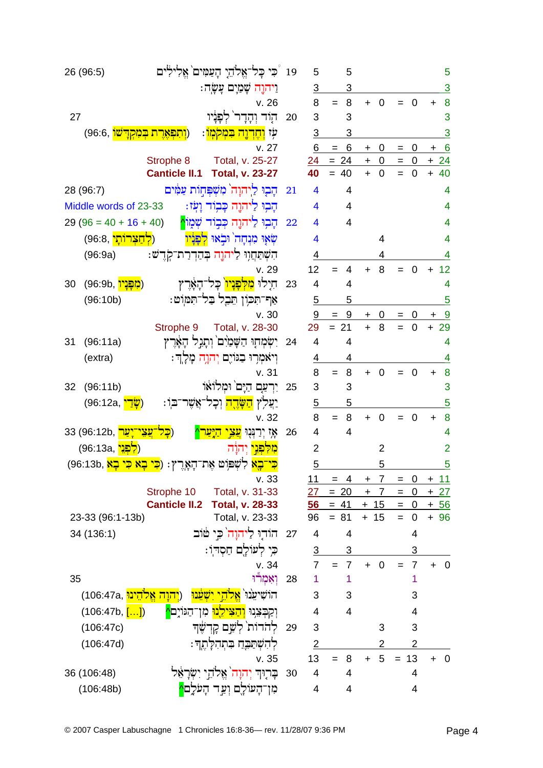| Ref | Hebrew text | Line | Words | | Col1 | | Col2 | | Col3 | | Col4 |
|---|---|---|---|---|---|---|---|---|---|---|---|
| 26 (96:5) | כִּי כָּל־אֱלֹהֵי הָעַמִּים אֱלִילִים | 19 | 5 | | 5 | | | | | | 5 |
| | וַיהוָה שָׁמַיִם עָשָׂה׃ | | 3 | | 3 | | | | | | 3 |
| | v. 26 | | 8 | = | 8 | + | 0 | = | 0 | + | 8 |
| 27 | הוֹד וְהָדָר לְפָנָיו | 20 | 3 | | 3 | | | | | | 3 |
| (96:6, וְתִפְאֶרֶת בְּמִקְדָּשׁוֹ) | עֹז וְחֶדְוָה בִּמְקֹמוֹ׃ | | 3 | | 3 | | | | | | 3 |
| | v. 27 | | 6 | = | 6 | + | 0 | = | 0 | + | 6 |
| Strophe 8 | Total, v. 25-27 | | 24 | = | 24 | + | 0 | = | 0 | + | 24 |
| **Canticle II.1** | **Total, v. 23-27** | | **40** | = | 40 | + | 0 | = | 0 | + | 40 |
| 28 (96:7) | הָבוּ לַיהוָה מִשְׁפְּחוֹת עַמִּים | 21 | 4 | | 4 | | | | | | 4 |
| Middle words of 23-33 | הָבוּ לַיהוָה כָּבוֹד וָעֹז׃ | | 4 | | 4 | | | | | | 4 |
| 29 (96 = 40 + 16 + 40) | הָבוּ לַיהוָה כְּבוֹד שְׁמוֹ^ | 22 | 4 | | 4 | | | | | | 4 |
| (96:8, לְחַצְרוֹתָיו) | שְׂאוּ מִנְחָה וּבֹאוּ לְפָנָיו | | 4 | | | | 4 | | | | 4 |
| (96:9a) | הִשְׁתַּחֲווּ לַיהוָה בְּהַדְרַת־קֹדֶשׁ׃ | | 4 | | | | 4 | | | | 4 |
| | v. 29 | | 12 | = | 4 | + | 8 | = | 0 | + | 12 |
| 30 (96:9b, מִפָּנָיו) | חִילוּ מִלְּפָנָיו כָּל־הָאָרֶץ | 23 | 4 | | 4 | | | | | | 4 |
| (96:10b) | אַף־תִּכּוֹן תֵּבֵל בַּל־תִּמּוֹט׃ | | 5 | | 5 | | | | | | 5 |
| | v. 30 | | 9 | = | 9 | + | 0 | = | 0 | + | 9 |
| Strophe 9 | Total, v. 28-30 | | 29 | = | 21 | + | 8 | = | 0 | + | 29 |
| 31 (96:11a) | יִשְׂמְחוּ הַשָּׁמַיִם וְתָגֵל הָאָרֶץ | 24 | 4 | | 4 | | | | | | 4 |
| (extra) | וְיֹאמְרוּ בַגּוֹיִם יְהוָה מָלָךְ׃ | | 4 | | 4 | | | | | | 4 |
| | v. 31 | | 8 | = | 8 | + | 0 | = | 0 | + | 8 |
| 32 (96:11b) | יִרְעַם הַיָּם וּמְלוֹאוֹ | 25 | 3 | | 3 | | | | | | 3 |
| (96:12a, שָׂדַי) | יַעֲלֹץ הַשָּׂדֶה וְכָל־אֲשֶׁר־בּוֹ׃ | | 5 | | 5 | | | | | | 5 |
| | v. 32 | | 8 | = | 8 | + | 0 | = | 0 | + | 8 |
| 33 (96:12b, כָּל־עֲצֵי־יָעַר) | אָז יְרַנְּנוּ עֲצֵי הַיָּעַר^ | 26 | 4 | | 4 | | | | | | 4 |
| (96:13a, לִפְנֵי) | מִלִּפְנֵי יְהוָה | | 2 | | | | 2 | | | | 2 |
| (96:13b, כִּי בָא כִּי בָא) | כִּי־בָא לִשְׁפּוֹט אֶת־הָאָרֶץ׃ | | 5 | | | | 5 | | | | 5 |
| | v. 33 | | 11 | = | 4 | + | 7 | = | 0 | + | 11 |
| Strophe 10 | Total, v. 31-33 | | 27 | = | 20 | + | 7 | = | 0 | + | 27 |
| **Canticle II.2** | **Total, v. 28-33** | | **56** | = | 41 | + | 15 | = | 0 | + | 56 |
| 23-33 (96:1-13b) | Total, v. 23-33 | | 96 | = | 81 | + | 15 | = | 0 | + | 96 |
| 34 (136:1) | הוֹדוּ לַיהוָה כִּי טוֹב | 27 | 4 | | 4 | | | | 4 | | |
| | כִּי לְעוֹלָם חַסְדּוֹ׃ | | 3 | | 3 | | | | 3 | | |
| | v. 34 | | 7 | = | 7 | + | 0 | = | 7 | + | 0 |
| 35 | וְאִמְרוּ | 28 | 1 | | 1 | | | | 1 | | |
| (106:47a, יְהוָה אֱלֹהֵינוּ) | הוֹשִׁיעֵנוּ אֱלֹהֵי יִשְׁעֵנוּ | | 3 | | 3 | | | | 3 | | |
| (106:47b, [...]) | וְקַבְּצֵנוּ וְהַצִּילֵנוּ מִן־הַגּוֹיִם^ | | 4 | | 4 | | | | 4 | | |
| (106:47c) | לְהֹדוֹת לְשֵׁם קָדְשֶׁךָ | 29 | 3 | | | | 3 | | 3 | | |
| (106:47d) | לְהִשְׁתַּבֵּחַ בִּתְהִלָּתֶךָ׃ | | 2 | | | | 2 | | 2 | | |
| | v. 35 | | 13 | = | 8 | + | 5 | = | 13 | + | 0 |
| 36 (106:48) | בָּרוּךְ יְהוָה אֱלֹהֵי יִשְׂרָאֵל | 30 | 4 | | 4 | | | | 4 | | |
| (106:48b) | מִן־הָעוֹלָם וְעַד הָעֹלָם^ | | 4 | | 4 | | | | 4 | | |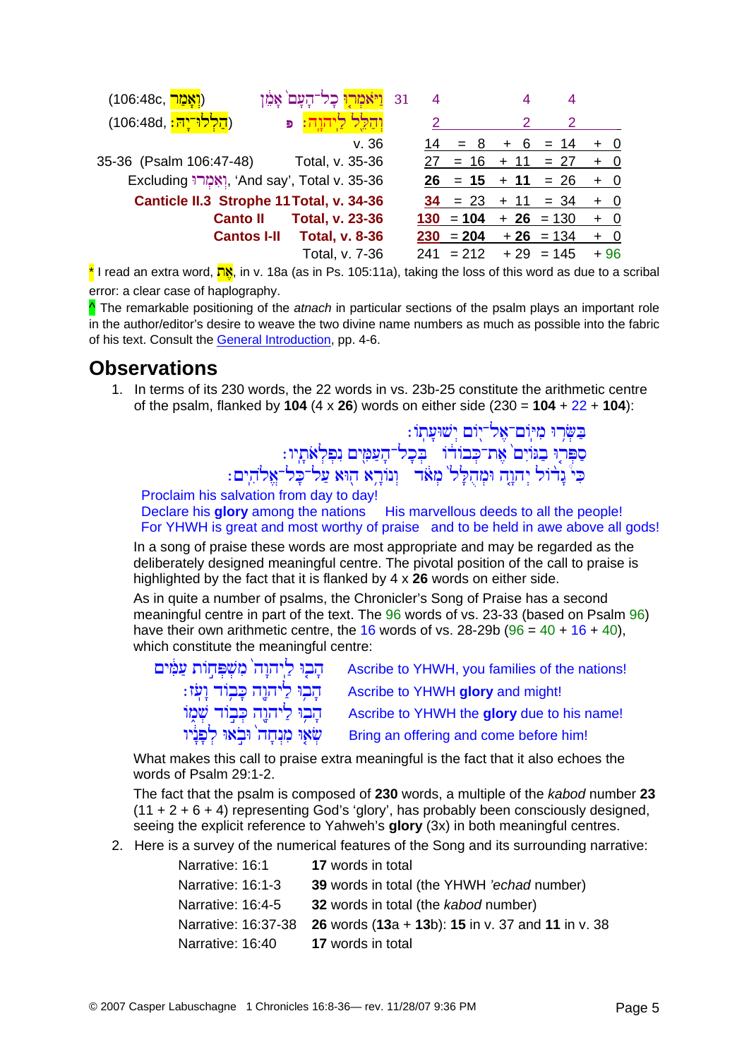| | | | | | | |
|---|---|---|---|---|---|---|
| (106:48c, וְאָמַר) | וַיֹּאמְרוּ כָל־הָעָם אָמֵן 31 | 4 | | 4 | 4 | |
| (106:48d, הַלְלוּ־יָהּ:) | וְהַלֵּל לַיהוָה: פ | 2 | | 2 | 2 | |
| | v. 36 | 14 | = 8 | + 6 | = 14 | + 0 |
| 35-36 (Psalm 106:47-48) | Total, v. 35-36 | 27 | = 16 | + 11 | = 27 | + 0 |
| Excluding וַיֹּאמְרוּ, 'And say', | Total v. 35-36 | **26** | = **15** | + **11** | = 26 | + 0 |
| **Canticle II.3 Strophe 11** | **Total, v. 34-36** | **34** | = 23 | + 11 | = 34 | + 0 |
| **Canto II** | **Total, v. 23-36** | **130** | = **104** | + **26** | = 130 | + 0 |
| **Cantos I-II** | **Total, v. 8-36** | **230** | = **204** | + **26** | = 134 | + 0 |
| | Total, v. 7-36 | 241 | = 212 | + 29 | = 145 | + 96 |

\* I read an extra word, אֶת, in v. 18a (as in Ps. 105:11a), taking the loss of this word as due to a scribal error: a clear case of haplography.

^ The remarkable positioning of the *atnach* in particular sections of the psalm plays an important role in the author/editor's desire to weave the two divine name numbers as much as possible into the fabric of his text. Consult the General Introduction, pp. 4-6.

## Observations

1. In terms of its 230 words, the 22 words in vs. 23b-25 constitute the arithmetic centre of the psalm, flanked by **104** (4 x **26**) words on either side (230 = **104** + 22 + **104**):

   בַּשְּׂרוּ מִיּוֹם־אֶל־יוֹם יְשׁוּעָתוֹ:
   סַפְּרוּ בַגּוֹיִם אֶת־כְּבוֹדוֹ בְּכָל־הָעַמִּים נִפְלְאֹתָיו:
   כִּי גָדוֹל יְהוָה וּמְהֻלָּל מְאֹד וְנוֹרָא הוּא עַל־כָּל־אֱלֹהִים:

   Proclaim his salvation from day to day!
   Declare his **glory** among the nations His marvellous deeds to all the people!
   For YHWH is great and most worthy of praise and to be held in awe above all gods!

   In a song of praise these words are most appropriate and may be regarded as the deliberately designed meaningful centre. The pivotal position of the call to praise is highlighted by the fact that it is flanked by 4 x **26** words on either side.

   As in quite a number of psalms, the Chronicler's Song of Praise has a second meaningful centre in part of the text. The 96 words of vs. 23-33 (based on Psalm 96) have their own arithmetic centre, the 16 words of vs. 28-29b (96 = 40 + 16 + 40), which constitute the meaningful centre:

   הָבוּ לַיהוָה מִשְׁפְּחוֹת עַמִּים — Ascribe to YHWH, you families of the nations!
   הָבוּ לַיהוָה כָּבוֹד וָעֹז: — Ascribe to YHWH **glory** and might!
   הָבוּ לַיהוָה כְּבוֹד שְׁמוֹ — Ascribe to YHWH the **glory** due to his name!
   שְׂאוּ מִנְחָה וּבֹאוּ לְפָנָיו — Bring an offering and come before him!

   What makes this call to praise extra meaningful is the fact that it also echoes the words of Psalm 29:1-2.

   The fact that the psalm is composed of **230** words, a multiple of the *kabod* number **23** (11 + 2 + 6 + 4) representing God's 'glory', has probably been consciously designed, seeing the explicit reference to Yahweh's **glory** (3x) in both meaningful centres.

2. Here is a survey of the numerical features of the Song and its surrounding narrative:

   | | |
   |---|---|
   | Narrative: 16:1 | **17** words in total |
   | Narrative: 16:1-3 | **39** words in total (the YHWH *'echad* number) |
   | Narrative: 16:4-5 | **32** words in total (the *kabod* number) |
   | Narrative: 16:37-38 | **26** words (**13**a + **13**b): **15** in v. 37 and **11** in v. 38 |
   | Narrative: 16:40 | **17** words in total |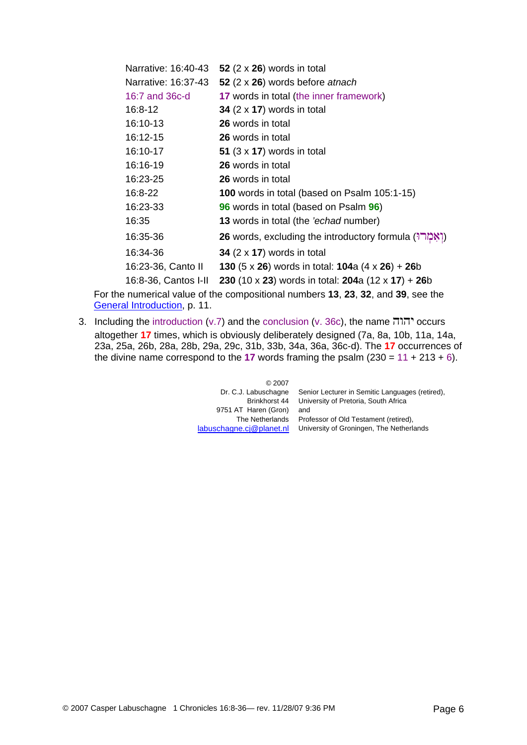| | |
|---|---|
| Narrative: 16:40-43 | **52** (2 x **26**) words in total |
| Narrative: 16:37-43 | **52** (2 x **26**) words before *atnach* |
| 16:7 and 36c-d | **17** words in total (the inner framework) |
| 16:8-12 | **34** (2 x **17**) words in total |
| 16:10-13 | **26** words in total |
| 16:12-15 | **26** words in total |
| 16:10-17 | **51** (3 x **17**) words in total |
| 16:16-19 | **26** words in total |
| 16:23-25 | **26** words in total |
| 16:8-22 | **100** words in total (based on Psalm 105:1-15) |
| 16:23-33 | **96** words in total (based on Psalm **96**) |
| 16:35 | **13** words in total (the *'echad* number) |
| 16:35-36 | **26** words, excluding the introductory formula (וְאִמְרוּ) |
| 16:34-36 | **34** (2 x **17**) words in total |
| 16:23-36, Canto II | **130** (5 x **26**) words in total: **104**a (4 x **26**) + **26**b |
| 16:8-36, Cantos I-II | **230** (10 x **23**) words in total: **204**a (12 x **17**) + **26**b |

For the numerical value of the compositional numbers **13**, **23**, **32**, and **39**, see the General Introduction, p. 11.

3. Including the introduction (v.7) and the conclusion (v. 36c), the name יהוה occurs altogether **17** times, which is obviously deliberately designed (7a, 8a, 10b, 11a, 14a, 23a, 25a, 26b, 28a, 28b, 29a, 29c, 31b, 33b, 34a, 36a, 36c-d). The **17** occurrences of the divine name correspond to the **17** words framing the psalm (230 = 11 + 213 + 6).

© 2007
Dr. C.J. Labuschagne
Brinkhorst 44
9751 AT Haren (Gron)
The Netherlands
labuschagne.cj@planet.nl

Senior Lecturer in Semitic Languages (retired),
University of Pretoria, South Africa
and
Professor of Old Testament (retired),
University of Groningen, The Netherlands